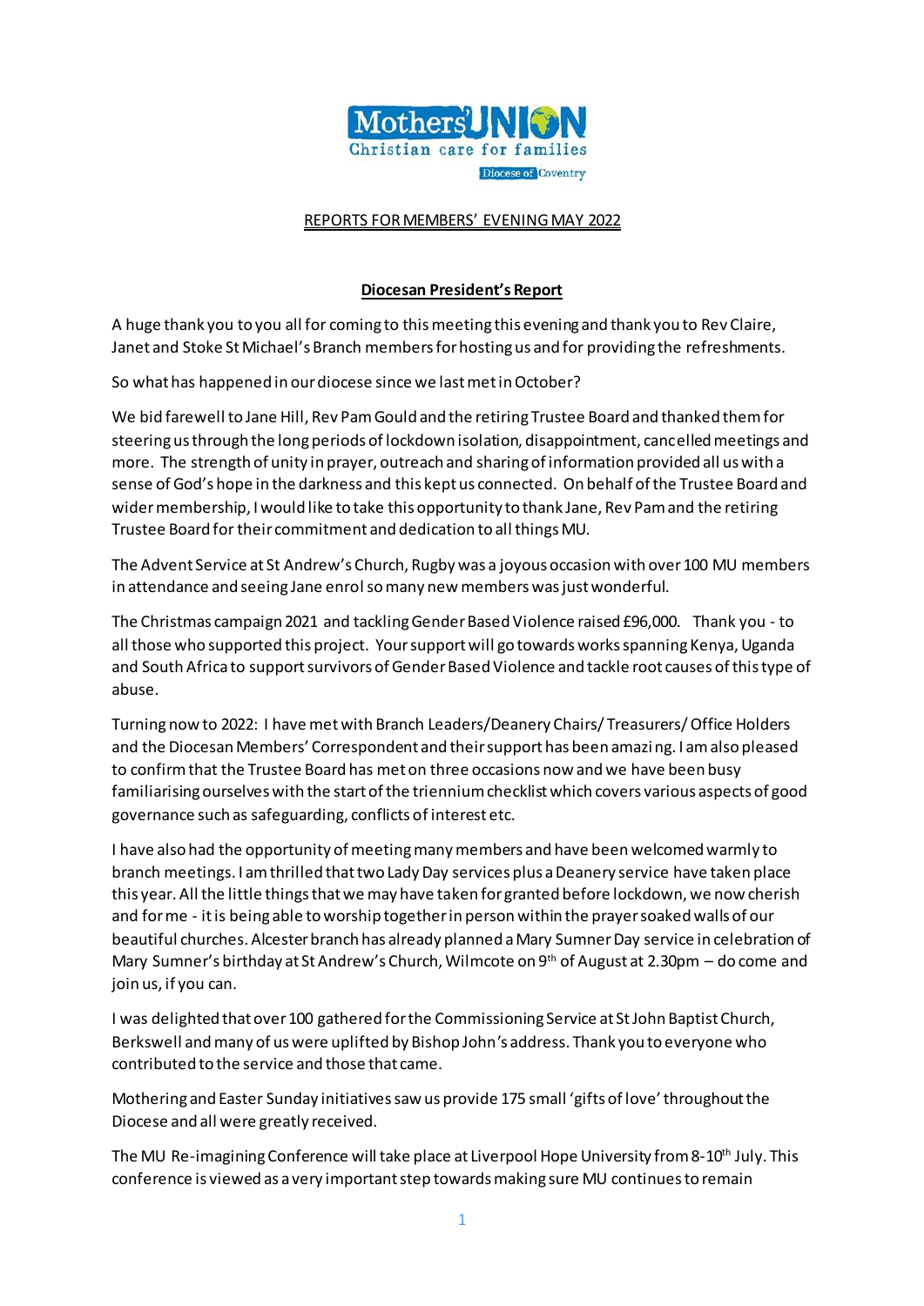Mothers' UNION
Christian care for families
Diocese of Coventry

REPORTS FOR MEMBERS' EVENING MAY 2022

## Diocesan President's Report

A huge thank you to you all for coming to this meeting this evening and thank you to Rev Claire, Janet and Stoke St Michael's Branch members for hosting us and for providing the refreshments.

So what has happened in our diocese since we last met in October?

We bid farewell to Jane Hill, Rev Pam Gould and the retiring Trustee Board and thanked them for steering us through the long periods of lockdown isolation, disappointment, cancelled meetings and more. The strength of unity in prayer, outreach and sharing of information provided all us with a sense of God's hope in the darkness and this kept us connected. On behalf of the Trustee Board and wider membership, I would like to take this opportunity to thank Jane, Rev Pam and the retiring Trustee Board for their commitment and dedication to all things MU.

The Advent Service at St Andrew's Church, Rugby was a joyous occasion with over 100 MU members in attendance and seeing Jane enrol so many new members was just wonderful.

The Christmas campaign 2021 and tackling Gender Based Violence raised £96,000. Thank you - to all those who supported this project. Your support will go towards works spanning Kenya, Uganda and South Africa to support survivors of Gender Based Violence and tackle root causes of this type of abuse.

Turning now to 2022: I have met with Branch Leaders/Deanery Chairs/ Treasurers/ Office Holders and the Diocesan Members' Correspondent and their support has been amazing. I am also pleased to confirm that the Trustee Board has met on three occasions now and we have been busy familiarising ourselves with the start of the triennium checklist which covers various aspects of good governance such as safeguarding, conflicts of interest etc.

I have also had the opportunity of meeting many members and have been welcomed warmly to branch meetings. I am thrilled that two Lady Day services plus a Deanery service have taken place this year. All the little things that we may have taken for granted before lockdown, we now cherish and for me - it is being able to worship together in person within the prayer soaked walls of our beautiful churches. Alcester branch has already planned a Mary Sumner Day service in celebration of Mary Sumner's birthday at St Andrew's Church, Wilmcote on 9th of August at 2.30pm – do come and join us, if you can.

I was delighted that over 100 gathered for the Commissioning Service at St John Baptist Church, Berkswell and many of us were uplifted by Bishop John's address. Thank you to everyone who contributed to the service and those that came.

Mothering and Easter Sunday initiatives saw us provide 175 small 'gifts of love' throughout the Diocese and all were greatly received.

The MU Re-imagining Conference will take place at Liverpool Hope University from 8-10th July. This conference is viewed as a very important step towards making sure MU continues to remain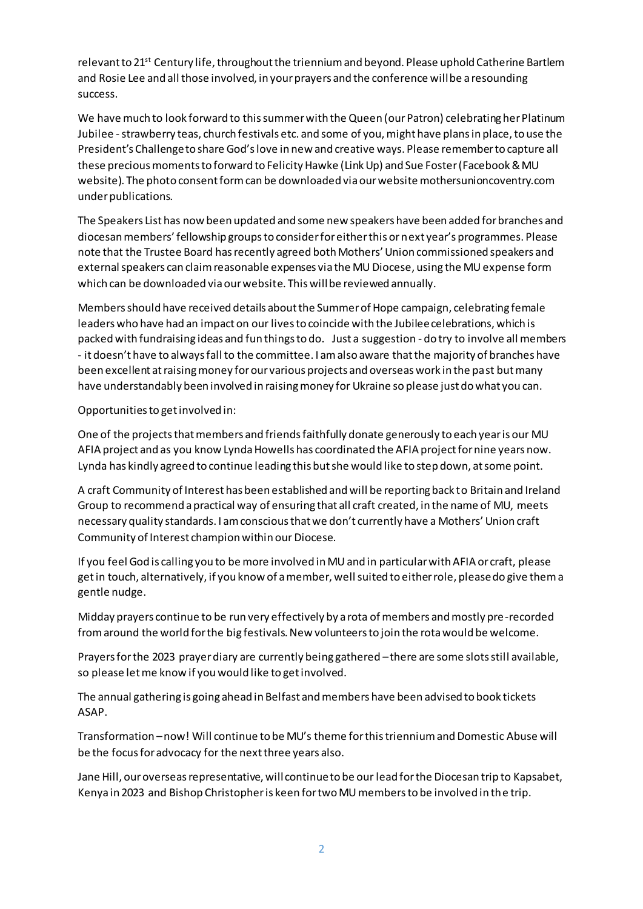relevant to 21st Century life, throughout the triennium and beyond. Please uphold Catherine Bartlem and Rosie Lee and all those involved, in your prayers and the conference will be a resounding success.

We have much to look forward to this summer with the Queen (our Patron) celebrating her Platinum Jubilee - strawberry teas, church festivals etc. and some of you, might have plans in place, to use the President's Challenge to share God's love in new and creative ways. Please remember to capture all these precious moments to forward to Felicity Hawke (Link Up) and Sue Foster (Facebook & MU website). The photo consent form can be downloaded via our website mothersunioncoventry.com under publications.

The Speakers List has now been updated and some new speakers have been added for branches and diocesan members' fellowship groups to consider for either this or next year's programmes. Please note that the Trustee Board has recently agreed both Mothers' Union commissioned speakers and external speakers can claim reasonable expenses via the MU Diocese, using the MU expense form which can be downloaded via our website. This will be reviewed annually.

Members should have received details about the Summer of Hope campaign, celebrating female leaders who have had an impact on our lives to coincide with the Jubilee celebrations, which is packed with fundraising ideas and fun things to do. Just a suggestion - do try to involve all members - it doesn't have to always fall to the committee. I am also aware that the majority of branches have been excellent at raising money for our various projects and overseas work in the past but many have understandably been involved in raising money for Ukraine so please just do what you can.

Opportunities to get involved in:

One of the projects that members and friends faithfully donate generously to each year is our MU AFIA project and as you know Lynda Howells has coordinated the AFIA project for nine years now. Lynda has kindly agreed to continue leading this but she would like to step down, at some point.

A craft Community of Interest has been established and will be reporting back to Britain and Ireland Group to recommend a practical way of ensuring that all craft created, in the name of MU, meets necessary quality standards. I am conscious that we don't currently have a Mothers' Union craft Community of Interest champion within our Diocese.

If you feel God is calling you to be more involved in MU and in particular with AFIA or craft, please get in touch, alternatively, if you know of a member, well suited to either role, please do give them a gentle nudge.

Midday prayers continue to be run very effectively by a rota of members and mostly pre-recorded from around the world for the big festivals. New volunteers to join the rota would be welcome.

Prayers for the 2023 prayer diary are currently being gathered – there are some slots still available, so please let me know if you would like to get involved.

The annual gathering is going ahead in Belfast and members have been advised to book tickets ASAP.

Transformation – now! Will continue to be MU's theme for this triennium and Domestic Abuse will be the focus for advocacy for the next three years also.

Jane Hill, our overseas representative, will continue to be our lead for the Diocesan trip to Kapsabet, Kenya in 2023 and Bishop Christopher is keen for two MU members to be involved in the trip.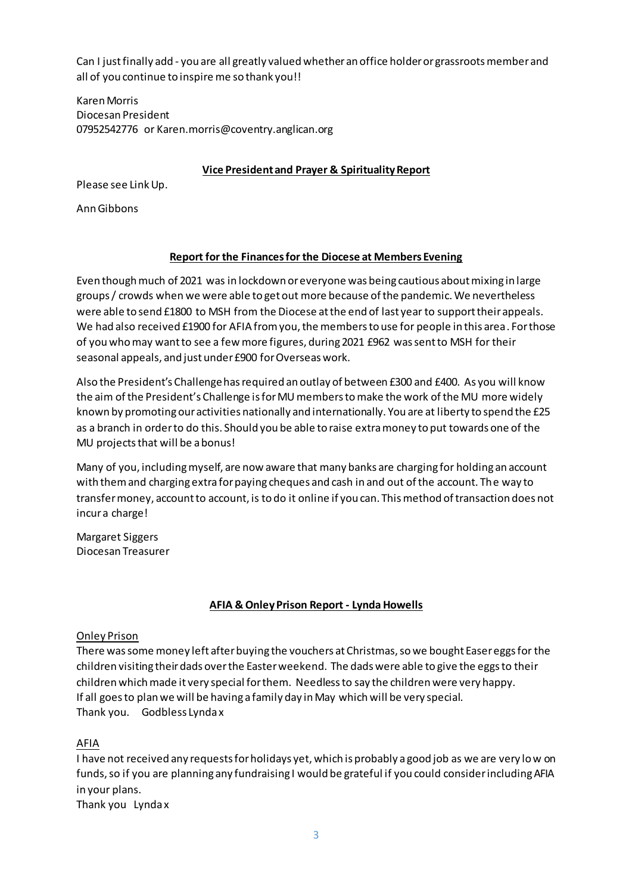Can I just finally add - you are all greatly valued whether an office holder or grassroots member and all of you continue to inspire me so thank you!!

Karen Morris
Diocesan President
07952542776 or Karen.morris@coventry.anglican.org

**Vice President and Prayer & Spirituality Report**

Please see Link Up.

Ann Gibbons

**Report for the Finances for the Diocese at Members Evening**

Even though much of 2021 was in lockdown or everyone was being cautious about mixing in large groups / crowds when we were able to get out more because of the pandemic. We nevertheless were able to send £1800 to MSH from the Diocese at the end of last year to support their appeals. We had also received £1900 for AFIA from you, the members to use for people in this area. For those of you who may want to see a few more figures, during 2021 £962 was sent to MSH for their seasonal appeals, and just under £900 for Overseas work.

Also the President's Challenge has required an outlay of between £300 and £400. As you will know the aim of the President's Challenge is for MU members to make the work of the MU more widely known by promoting our activities nationally and internationally. You are at liberty to spend the £25 as a branch in order to do this. Should you be able to raise extra money to put towards one of the MU projects that will be a bonus!

Many of you, including myself, are now aware that many banks are charging for holding an account with them and charging extra for paying cheques and cash in and out of the account. The way to transfer money, account to account, is to do it online if you can. This method of transaction does not incur a charge!

Margaret Siggers
Diocesan Treasurer

**AFIA & Onley Prison Report - Lynda Howells**

Onley Prison

There was some money left after buying the vouchers at Christmas, so we bought Easer eggs for the children visiting their dads over the Easter weekend. The dads were able to give the eggs to their children which made it very special for them. Needless to say the children were very happy.
If all goes to plan we will be having a family day in May which will be very special.
Thank you. Godbless Lynda x

AFIA

I have not received any requests for holidays yet, which is probably a good job as we are very low on funds, so if you are planning any fundraising I would be grateful if you could consider including AFIA in your plans.
Thank you Lynda x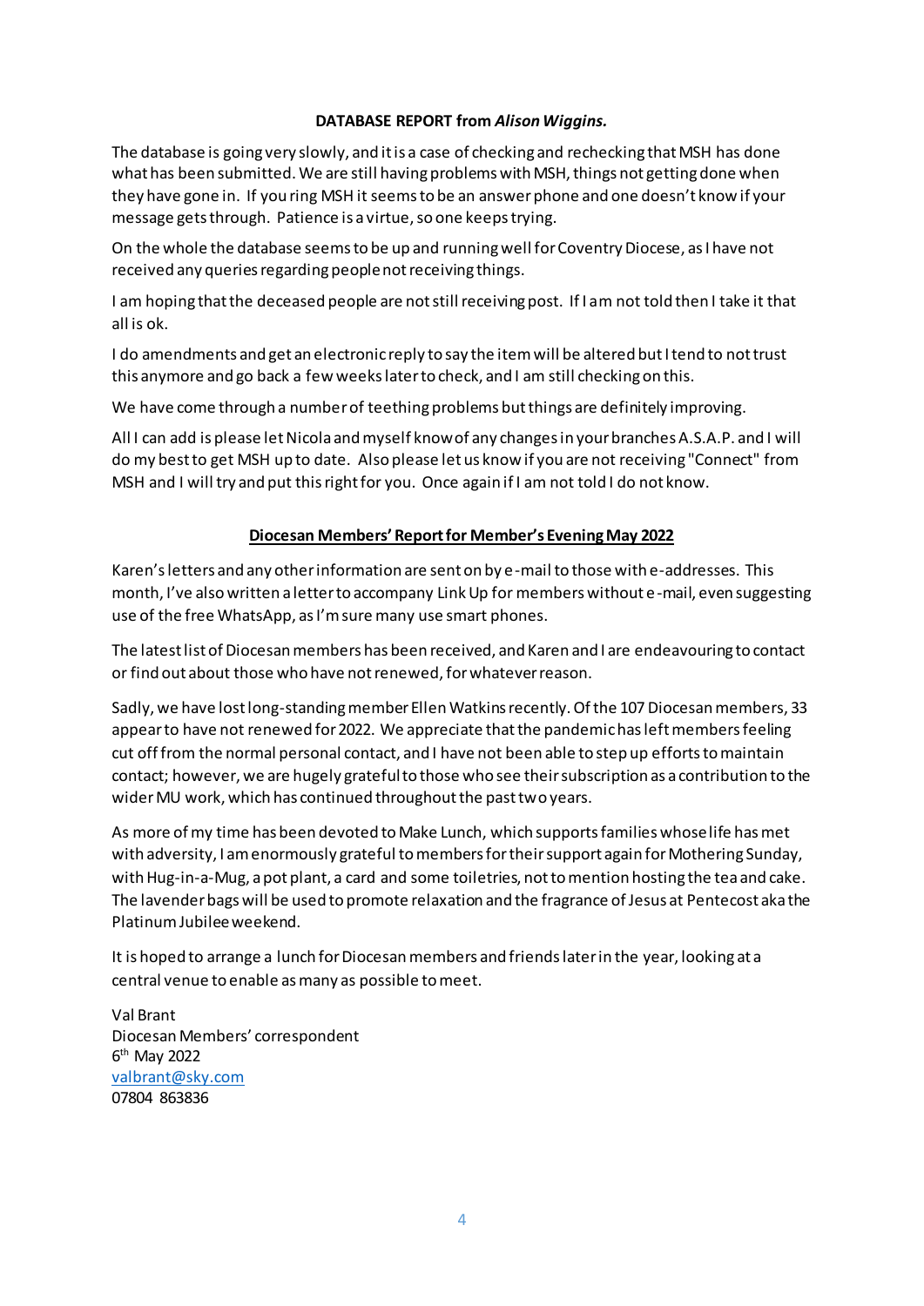**DATABASE REPORT from *Alison Wiggins.***

The database is going very slowly, and it is a case of checking and rechecking that MSH has done what has been submitted. We are still having problems with MSH, things not getting done when they have gone in. If you ring MSH it seems to be an answer phone and one doesn't know if your message gets through. Patience is a virtue, so one keeps trying.

On the whole the database seems to be up and running well for Coventry Diocese, as I have not received any queries regarding people not receiving things.

I am hoping that the deceased people are not still receiving post. If I am not told then I take it that all is ok.

I do amendments and get an electronic reply to say the item will be altered but I tend to not trust this anymore and go back a few weeks later to check, and I am still checking on this.

We have come through a number of teething problems but things are definitely improving.

All I can add is please let Nicola and myself know of any changes in your branches A.S.A.P. and I will do my best to get MSH up to date. Also please let us know if you are not receiving "Connect" from MSH and I will try and put this right for you. Once again if I am not told I do not know.

**<u>Diocesan Members' Report for Member's Evening May 2022</u>**

Karen's letters and any other information are sent on by e-mail to those with e-addresses. This month, I've also written a letter to accompany Link Up for members without e-mail, even suggesting use of the free WhatsApp, as I'm sure many use smart phones.

The latest list of Diocesan members has been received, and Karen and I are endeavouring to contact or find out about those who have not renewed, for whatever reason.

Sadly, we have lost long-standing member Ellen Watkins recently. Of the 107 Diocesan members, 33 appear to have not renewed for 2022. We appreciate that the pandemic has left members feeling cut off from the normal personal contact, and I have not been able to step up efforts to maintain contact; however, we are hugely grateful to those who see their subscription as a contribution to the wider MU work, which has continued throughout the past two years.

As more of my time has been devoted to Make Lunch, which supports families whose life has met with adversity, I am enormously grateful to members for their support again for Mothering Sunday, with Hug-in-a-Mug, a pot plant, a card and some toiletries, not to mention hosting the tea and cake. The lavender bags will be used to promote relaxation and the fragrance of Jesus at Pentecost aka the Platinum Jubilee weekend.

It is hoped to arrange a lunch for Diocesan members and friends later in the year, looking at a central venue to enable as many as possible to meet.

Val Brant  
Diocesan Members' correspondent  
6th May 2022  
valbrant@sky.com  
07804 863836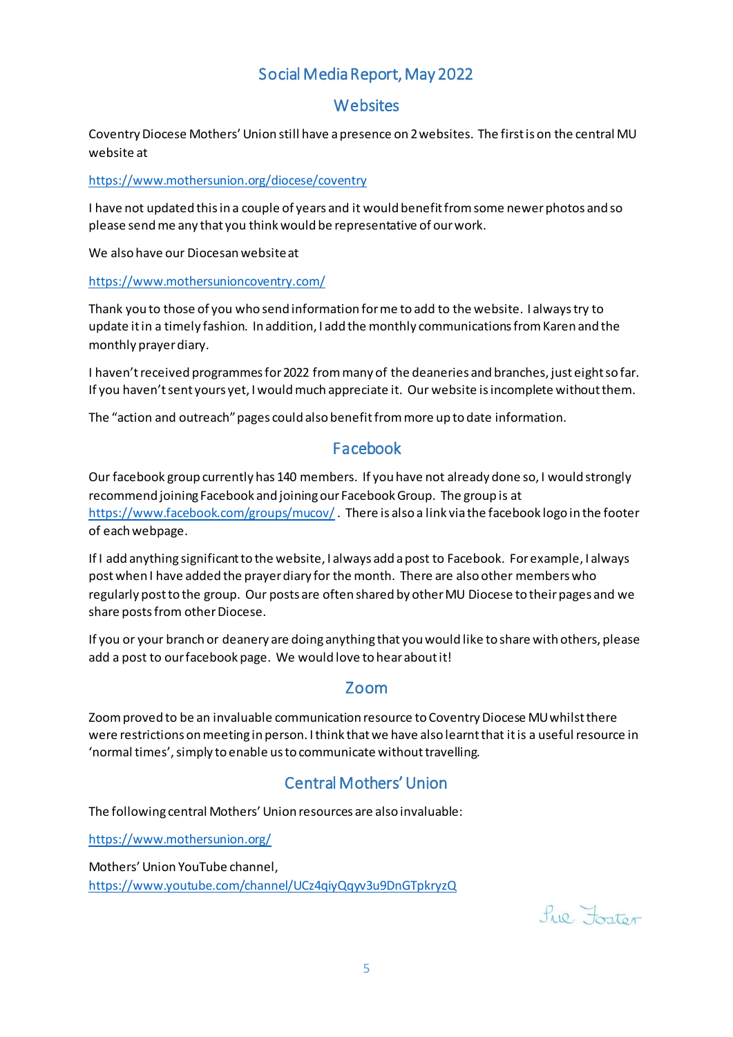# Social Media Report, May 2022

## Websites

Coventry Diocese Mothers' Union still have a presence on 2 websites. The first is on the central MU website at

https://www.mothersunion.org/diocese/coventry

I have not updated this in a couple of years and it would benefit from some newer photos and so please send me any that you think would be representative of our work.

We also have our Diocesan website at

https://www.mothersunioncoventry.com/

Thank you to those of you who send information for me to add to the website. I always try to update it in a timely fashion. In addition, I add the monthly communications from Karen and the monthly prayer diary.

I haven't received programmes for 2022 from many of the deaneries and branches, just eight so far. If you haven't sent yours yet, I would much appreciate it. Our website is incomplete without them.

The "action and outreach" pages could also benefit from more up to date information.

## Facebook

Our facebook group currently has 140 members. If you have not already done so, I would strongly recommend joining Facebook and joining our Facebook Group. The group is at https://www.facebook.com/groups/mucov/ . There is also a link via the facebook logo in the footer of each webpage.

If I add anything significant to the website, I always add a post to Facebook. For example, I always post when I have added the prayer diary for the month. There are also other members who regularly post to the group. Our posts are often shared by other MU Diocese to their pages and we share posts from other Diocese.

If you or your branch or deanery are doing anything that you would like to share with others, please add a post to our facebook page. We would love to hear about it!

## Zoom

Zoom proved to be an invaluable communication resource to Coventry Diocese MU whilst there were restrictions on meeting in person. I think that we have also learnt that it is a useful resource in 'normal times', simply to enable us to communicate without travelling.

## Central Mothers' Union

The following central Mothers' Union resources are also invaluable:

https://www.mothersunion.org/

Mothers' Union YouTube channel, https://www.youtube.com/channel/UCz4qiyQqyv3u9DnGTpkryzQ

Sue Foster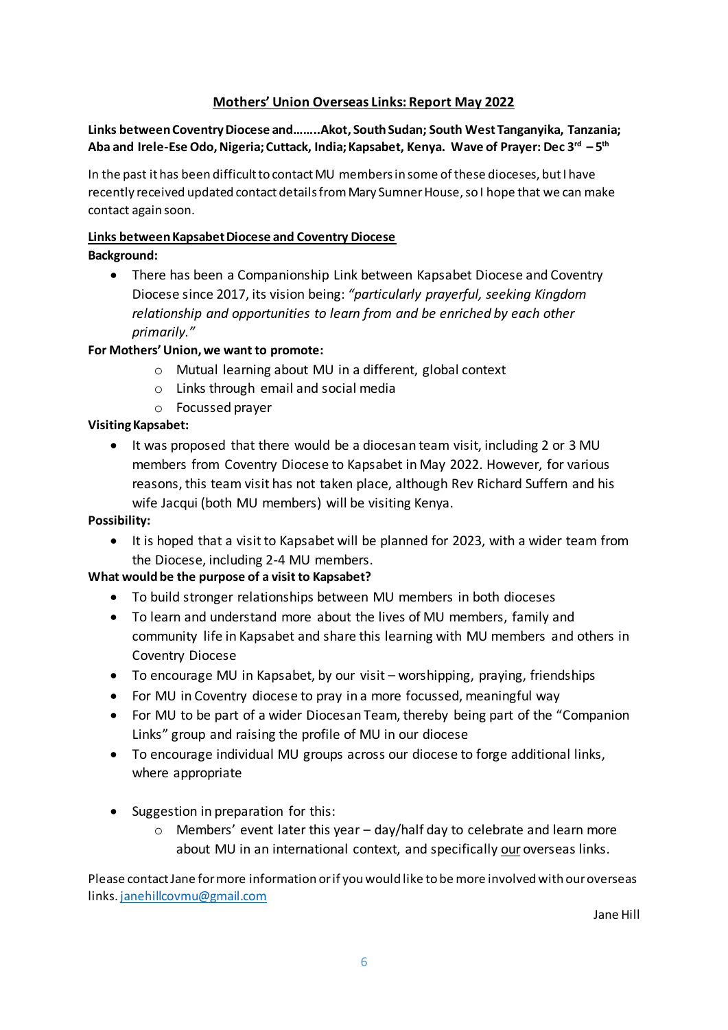## Mothers' Union Overseas Links: Report May 2022

**Links between Coventry Diocese and……..Akot, South Sudan; South West Tanganyika, Tanzania; Aba and Irele-Ese Odo, Nigeria; Cuttack, India; Kapsabet, Kenya. Wave of Prayer: Dec 3rd – 5th**

In the past it has been difficult to contact MU members in some of these dioceses, but I have recently received updated contact details from Mary Sumner House, so I hope that we can make contact again soon.

### Links between Kapsabet Diocese and Coventry Diocese

**Background:**

- There has been a Companionship Link between Kapsabet Diocese and Coventry Diocese since 2017, its vision being: *"particularly prayerful, seeking Kingdom relationship and opportunities to learn from and be enriched by each other primarily."*

**For Mothers' Union, we want to promote:**

- Mutual learning about MU in a different, global context
- Links through email and social media
- Focussed prayer

**Visiting Kapsabet:**

- It was proposed that there would be a diocesan team visit, including 2 or 3 MU members from Coventry Diocese to Kapsabet in May 2022. However, for various reasons, this team visit has not taken place, although Rev Richard Suffern and his wife Jacqui (both MU members) will be visiting Kenya.

**Possibility:**

- It is hoped that a visit to Kapsabet will be planned for 2023, with a wider team from the Diocese, including 2-4 MU members.

**What would be the purpose of a visit to Kapsabet?**

- To build stronger relationships between MU members in both dioceses
- To learn and understand more about the lives of MU members, family and community life in Kapsabet and share this learning with MU members and others in Coventry Diocese
- To encourage MU in Kapsabet, by our visit – worshipping, praying, friendships
- For MU in Coventry diocese to pray in a more focussed, meaningful way
- For MU to be part of a wider Diocesan Team, thereby being part of the "Companion Links" group and raising the profile of MU in our diocese
- To encourage individual MU groups across our diocese to forge additional links, where appropriate

- Suggestion in preparation for this:
  - Members' event later this year – day/half day to celebrate and learn more about MU in an international context, and specifically <u>our</u> overseas links.

Please contact Jane for more information or if you would like to be more involved with our overseas links. janehillcovmu@gmail.com

Jane Hill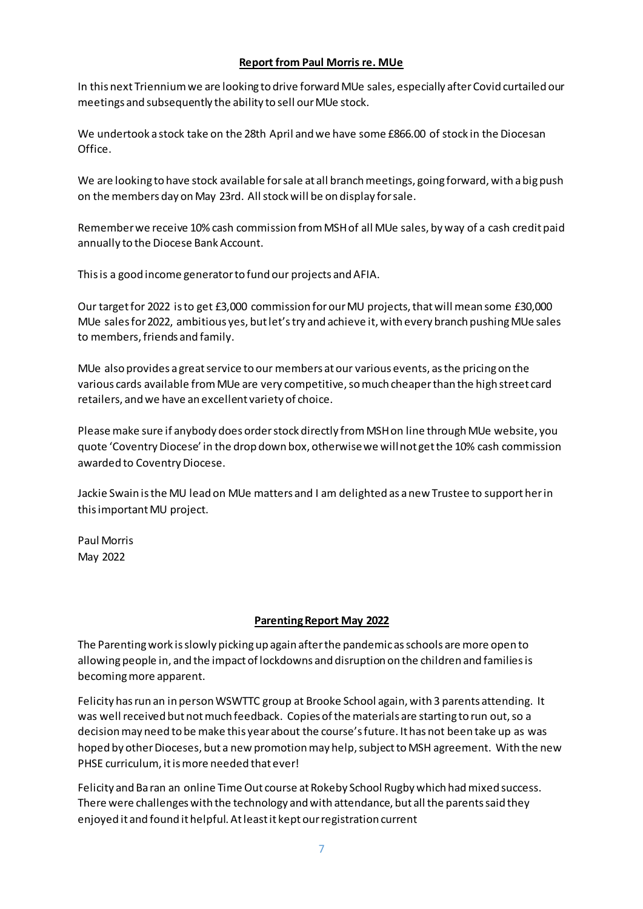**Report from Paul Morris re. MUe**

In this next Triennium we are looking to drive forward MUe sales, especially after Covid curtailed our meetings and subsequently the ability to sell our MUe stock.

We undertook a stock take on the 28th April and we have some £866.00 of stock in the Diocesan Office.

We are looking to have stock available for sale at all branch meetings, going forward, with a big push on the members day on May 23rd. All stock will be on display for sale.

Remember we receive 10% cash commission from MSH of all MUe sales, by way of a cash credit paid annually to the Diocese Bank Account.

This is a good income generator to fund our projects and AFIA.

Our target for 2022 is to get £3,000 commission for our MU projects, that will mean some £30,000 MUe sales for 2022, ambitious yes, but let's try and achieve it, with every branch pushing MUe sales to members, friends and family.

MUe also provides a great service to our members at our various events, as the pricing on the various cards available from MUe are very competitive, so much cheaper than the high street card retailers, and we have an excellent variety of choice.

Please make sure if anybody does order stock directly from MSH on line through MUe website, you quote 'Coventry Diocese' in the drop down box, otherwise we will not get the 10% cash commission awarded to Coventry Diocese.

Jackie Swain is the MU lead on MUe matters and I am delighted as a new Trustee to support her in this important MU project.

Paul Morris
May 2022

**Parenting Report May 2022**

The Parenting work is slowly picking up again after the pandemic as schools are more open to allowing people in, and the impact of lockdowns and disruption on the children and families is becoming more apparent.

Felicity has run an in person WSWTTC group at Brooke School again, with 3 parents attending. It was well received but not much feedback. Copies of the materials are starting to run out, so a decision may need to be make this year about the course's future. It has not been take up as was hoped by other Dioceses, but a new promotion may help, subject to MSH agreement. With the new PHSE curriculum, it is more needed that ever!

Felicity and Ba ran an online Time Out course at Rokeby School Rugby which had mixed success. There were challenges with the technology and with attendance, but all the parents said they enjoyed it and found it helpful. At least it kept our registration current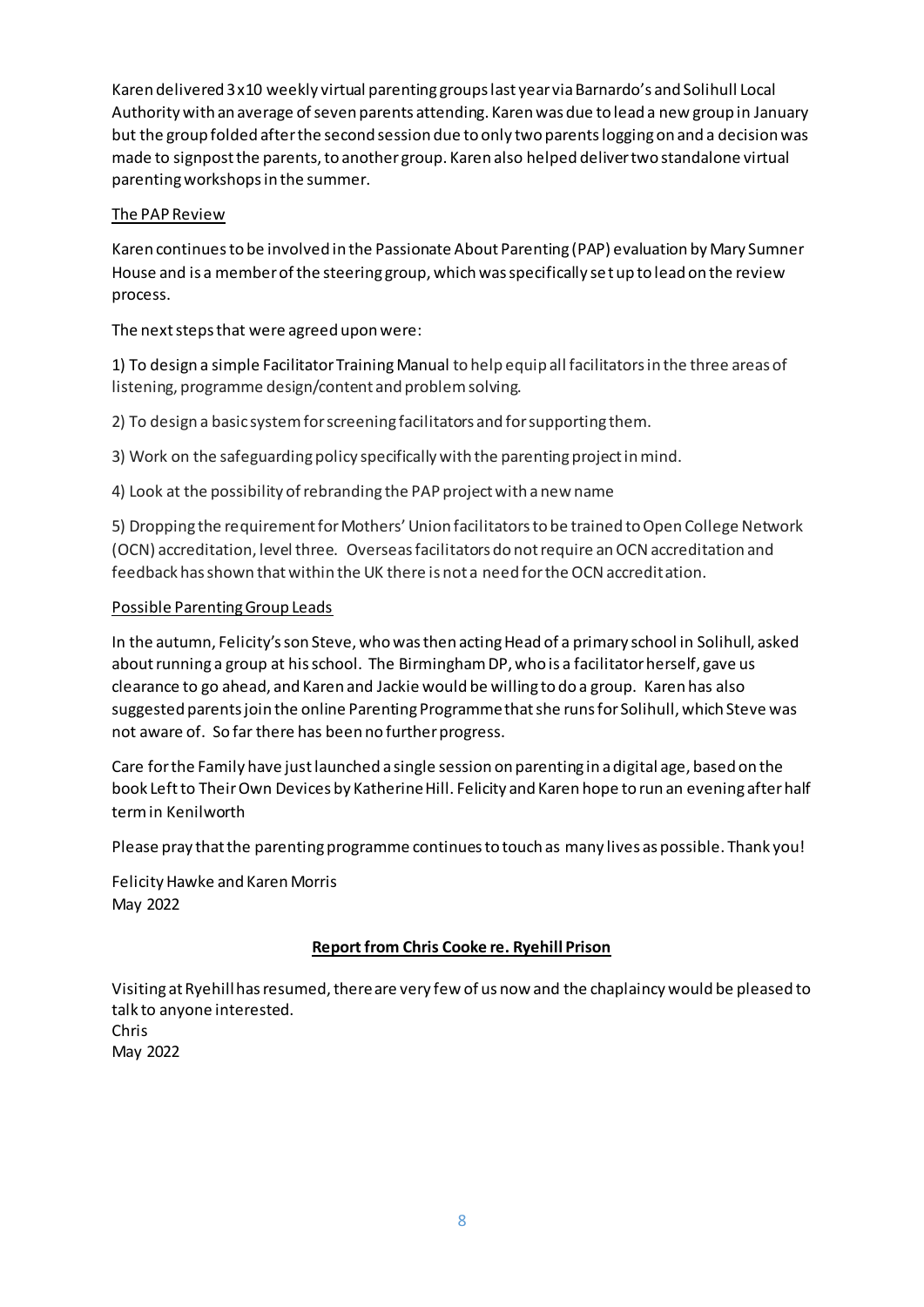Karen delivered 3x10 weekly virtual parenting groups last year via Barnardo's and Solihull Local Authority with an average of seven parents attending. Karen was due to lead a new group in January but the group folded after the second session due to only two parents logging on and a decision was made to signpost the parents, to another group. Karen also helped deliver two standalone virtual parenting workshops in the summer.

The PAP Review

Karen continues to be involved in the Passionate About Parenting (PAP) evaluation by Mary Sumner House and is a member of the steering group, which was specifically set up to lead on the review process.

The next steps that were agreed upon were:

1) To design a simple Facilitator Training Manual to help equip all facilitators in the three areas of listening, programme design/content and problem solving.

2) To design a basic system for screening facilitators and for supporting them.

3) Work on the safeguarding policy specifically with the parenting project in mind.

4) Look at the possibility of rebranding the PAP project with a new name

5) Dropping the requirement for Mothers' Union facilitators to be trained to Open College Network (OCN) accreditation, level three. Overseas facilitators do not require an OCN accreditation and feedback has shown that within the UK there is not a need for the OCN accreditation.

Possible Parenting Group Leads

In the autumn, Felicity's son Steve, who was then acting Head of a primary school in Solihull, asked about running a group at his school. The Birmingham DP, who is a facilitator herself, gave us clearance to go ahead, and Karen and Jackie would be willing to do a group. Karen has also suggested parents join the online Parenting Programme that she runs for Solihull, which Steve was not aware of. So far there has been no further progress.

Care for the Family have just launched a single session on parenting in a digital age, based on the book Left to Their Own Devices by Katherine Hill. Felicity and Karen hope to run an evening after half term in Kenilworth

Please pray that the parenting programme continues to touch as many lives as possible. Thank you!

Felicity Hawke and Karen Morris
May 2022

## Report from Chris Cooke re. Ryehill Prison

Visiting at Ryehill has resumed, there are very few of us now and the chaplaincy would be pleased to talk to anyone interested.
Chris
May 2022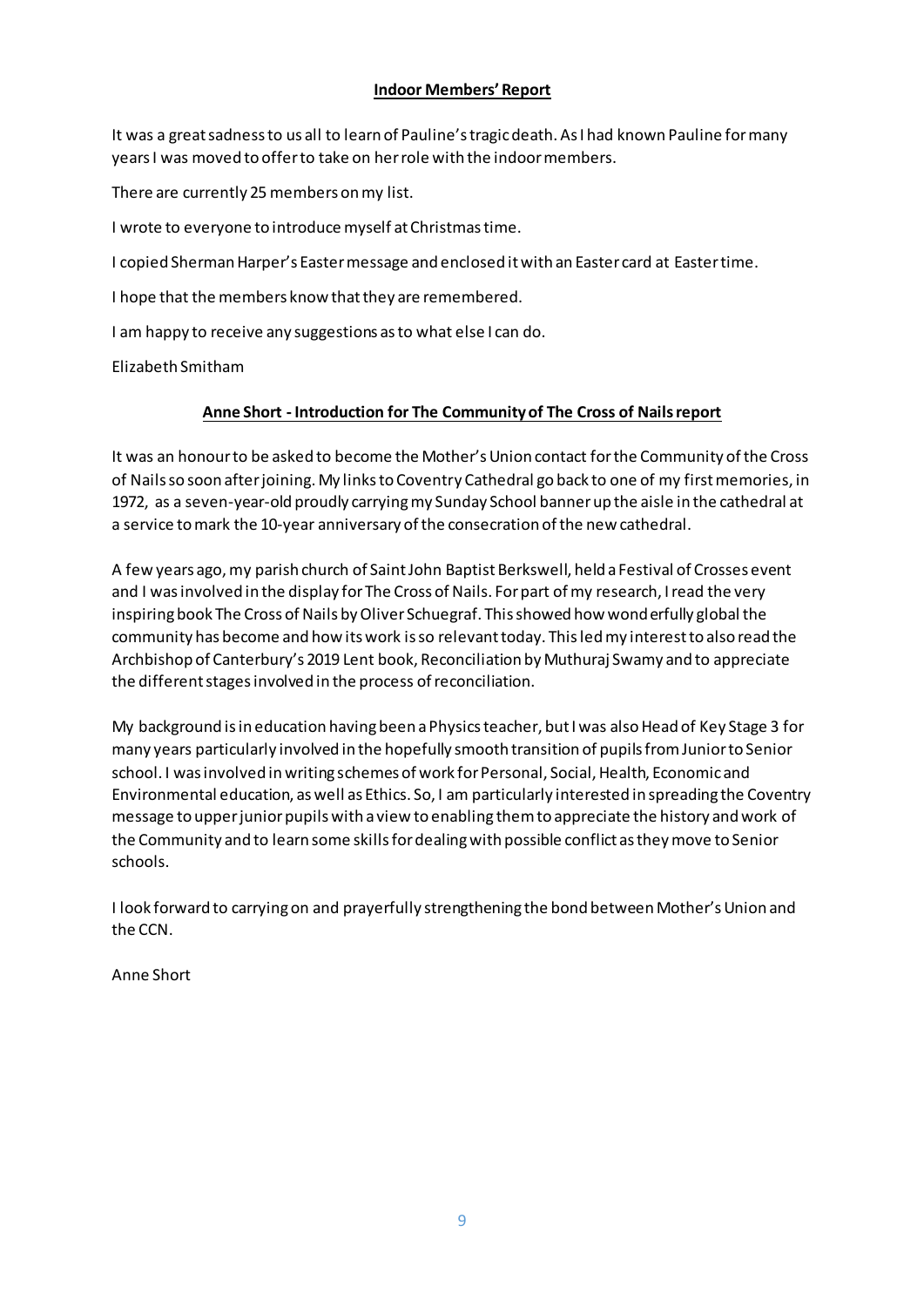## **Indoor Members' Report**

It was a great sadness to us all to learn of Pauline's tragic death. As I had known Pauline for many years I was moved to offer to take on her role with the indoor members.

There are currently 25 members on my list.

I wrote to everyone to introduce myself at Christmas time.

I copied Sherman Harper's Easter message and enclosed it with an Easter card at Easter time.

I hope that the members know that they are remembered.

I am happy to receive any suggestions as to what else I can do.

Elizabeth Smitham

## **Anne Short - Introduction for The Community of The Cross of Nails report**

It was an honour to be asked to become the Mother's Union contact for the Community of the Cross of Nails so soon after joining. My links to Coventry Cathedral go back to one of my first memories, in 1972, as a seven-year-old proudly carrying my Sunday School banner up the aisle in the cathedral at a service to mark the 10-year anniversary of the consecration of the new cathedral.

A few years ago, my parish church of Saint John Baptist Berkswell, held a Festival of Crosses event and I was involved in the display for The Cross of Nails. For part of my research, I read the very inspiring book The Cross of Nails by Oliver Schuegraf. This showed how wonderfully global the community has become and how its work is so relevant today. This led my interest to also read the Archbishop of Canterbury's 2019 Lent book, Reconciliation by Muthuraj Swamy and to appreciate the different stages involved in the process of reconciliation.

My background is in education having been a Physics teacher, but I was also Head of Key Stage 3 for many years particularly involved in the hopefully smooth transition of pupils from Junior to Senior school. I was involved in writing schemes of work for Personal, Social, Health, Economic and Environmental education, as well as Ethics. So, I am particularly interested in spreading the Coventry message to upper junior pupils with a view to enabling them to appreciate the history and work of the Community and to learn some skills for dealing with possible conflict as they move to Senior schools.

I look forward to carrying on and prayerfully strengthening the bond between Mother's Union and the CCN.

Anne Short